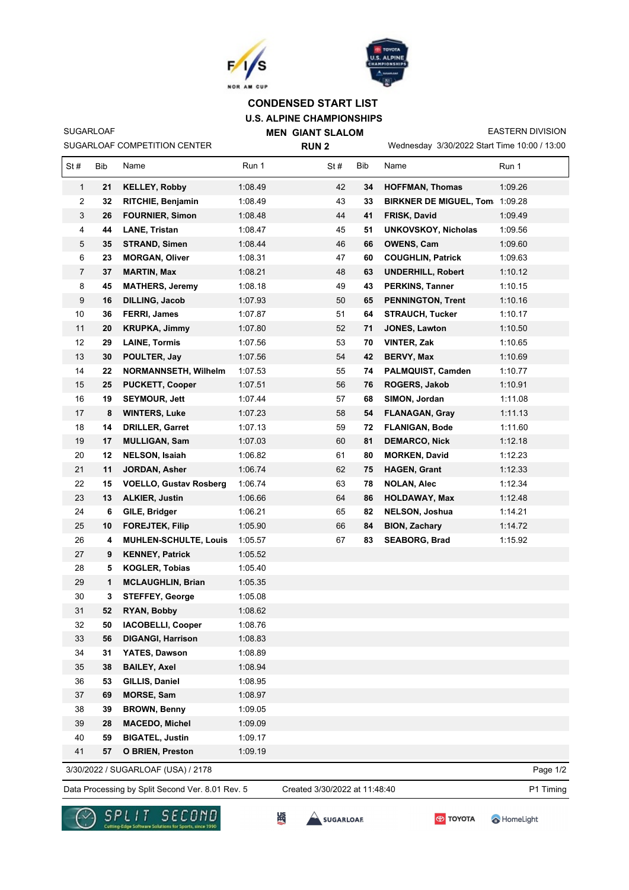# CONDENSED START LIST

## U.S. ALPINE CHAMPIONSHIPS

SUGARLOAF | MEN GIANT SLALOM | EASTERN DIVISION

SUGARLOAF COMPETITION CENTER | RUN 2 | Wednesday 3/30/2022 Start Time 10:00 / 13:00

| St # | Bib | Name | Run 1 | St # | Bib | Name | Run 1 |
|---|---|---|---|---|---|---|---|
| 1 | **21** | **KELLEY, Robby** | 1:08.49 | 42 | **34** | **HOFFMAN, Thomas** | 1:09.26 |
| 2 | **32** | **RITCHIE, Benjamin** | 1:08.49 | 43 | **33** | **BIRKNER DE MIGUEL, Tom** | 1:09.28 |
| 3 | **26** | **FOURNIER, Simon** | 1:08.48 | 44 | **41** | **FRISK, David** | 1:09.49 |
| 4 | **44** | **LANE, Tristan** | 1:08.47 | 45 | **51** | **UNKOVSKOY, Nicholas** | 1:09.56 |
| 5 | **35** | **STRAND, Simen** | 1:08.44 | 46 | **66** | **OWENS, Cam** | 1:09.60 |
| 6 | **23** | **MORGAN, Oliver** | 1:08.31 | 47 | **60** | **COUGHLIN, Patrick** | 1:09.63 |
| 7 | **37** | **MARTIN, Max** | 1:08.21 | 48 | **63** | **UNDERHILL, Robert** | 1:10.12 |
| 8 | **45** | **MATHERS, Jeremy** | 1:08.18 | 49 | **43** | **PERKINS, Tanner** | 1:10.15 |
| 9 | **16** | **DILLING, Jacob** | 1:07.93 | 50 | **65** | **PENNINGTON, Trent** | 1:10.16 |
| 10 | **36** | **FERRI, James** | 1:07.87 | 51 | **64** | **STRAUCH, Tucker** | 1:10.17 |
| 11 | **20** | **KRUPKA, Jimmy** | 1:07.80 | 52 | **71** | **JONES, Lawton** | 1:10.50 |
| 12 | **29** | **LAINE, Tormis** | 1:07.56 | 53 | **70** | **VINTER, Zak** | 1:10.65 |
| 13 | **30** | **POULTER, Jay** | 1:07.56 | 54 | **42** | **BERVY, Max** | 1:10.69 |
| 14 | **22** | **NORMANNSETH, Wilhelm** | 1:07.53 | 55 | **74** | **PALMQUIST, Camden** | 1:10.77 |
| 15 | **25** | **PUCKETT, Cooper** | 1:07.51 | 56 | **76** | **ROGERS, Jakob** | 1:10.91 |
| 16 | **19** | **SEYMOUR, Jett** | 1:07.44 | 57 | **68** | **SIMON, Jordan** | 1:11.08 |
| 17 | **8** | **WINTERS, Luke** | 1:07.23 | 58 | **54** | **FLANAGAN, Gray** | 1:11.13 |
| 18 | **14** | **DRILLER, Garret** | 1:07.13 | 59 | **72** | **FLANIGAN, Bode** | 1:11.60 |
| 19 | **17** | **MULLIGAN, Sam** | 1:07.03 | 60 | **81** | **DEMARCO, Nick** | 1:12.18 |
| 20 | **12** | **NELSON, Isaiah** | 1:06.82 | 61 | **80** | **MORKEN, David** | 1:12.23 |
| 21 | **11** | **JORDAN, Asher** | 1:06.74 | 62 | **75** | **HAGEN, Grant** | 1:12.33 |
| 22 | **15** | **VOELLO, Gustav Rosberg** | 1:06.74 | 63 | **78** | **NOLAN, Alec** | 1:12.34 |
| 23 | **13** | **ALKIER, Justin** | 1:06.66 | 64 | **86** | **HOLDAWAY, Max** | 1:12.48 |
| 24 | **6** | **GILE, Bridger** | 1:06.21 | 65 | **82** | **NELSON, Joshua** | 1:14.21 |
| 25 | **10** | **FOREJTEK, Filip** | 1:05.90 | 66 | **84** | **BION, Zachary** | 1:14.72 |
| 26 | **4** | **MUHLEN-SCHULTE, Louis** | 1:05.57 | 67 | **83** | **SEABORG, Brad** | 1:15.92 |
| 27 | **9** | **KENNEY, Patrick** | 1:05.52 | | | | |
| 28 | **5** | **KOGLER, Tobias** | 1:05.40 | | | | |
| 29 | **1** | **MCLAUGHLIN, Brian** | 1:05.35 | | | | |
| 30 | **3** | **STEFFEY, George** | 1:05.08 | | | | |
| 31 | **52** | **RYAN, Bobby** | 1:08.62 | | | | |
| 32 | **50** | **IACOBELLI, Cooper** | 1:08.76 | | | | |
| 33 | **56** | **DIGANGI, Harrison** | 1:08.83 | | | | |
| 34 | **31** | **YATES, Dawson** | 1:08.89 | | | | |
| 35 | **38** | **BAILEY, Axel** | 1:08.94 | | | | |
| 36 | **53** | **GILLIS, Daniel** | 1:08.95 | | | | |
| 37 | **69** | **MORSE, Sam** | 1:08.97 | | | | |
| 38 | **39** | **BROWN, Benny** | 1:09.05 | | | | |
| 39 | **28** | **MACEDO, Michel** | 1:09.09 | | | | |
| 40 | **59** | **BIGATEL, Justin** | 1:09.17 | | | | |
| 41 | **57** | **O BRIEN, Preston** | 1:09.19 | | | | |

3/30/2022 / SUGARLOAF (USA) / 2178

Data Processing by Split Second Ver. 8.01 Rev. 5 | Created 3/30/2022 at 11:48:40 | P1 Timing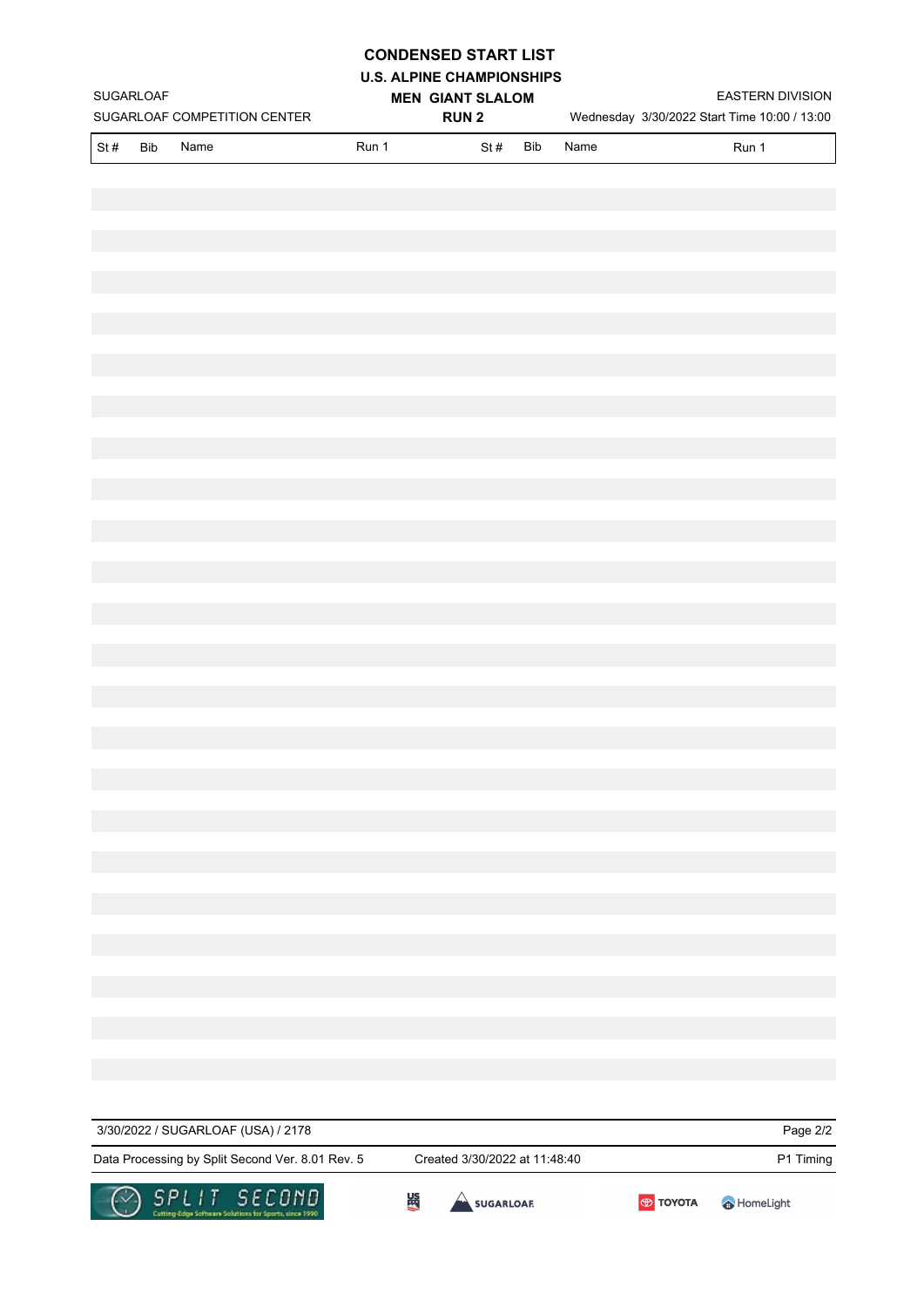# CONDENSED START LIST

## U.S. ALPINE CHAMPIONSHIPS

SUGARLOAF

SUGARLOAF COMPETITION CENTER

**MEN GIANT SLALOM**

**RUN 2**

EASTERN DIVISION

Wednesday 3/30/2022 Start Time 10:00 / 13:00

| St # | Bib | Name | Run 1 | St # | Bib | Name | Run 1 |
|---|---|---|---|---|---|---|---|

3/30/2022 / SUGARLOAF (USA) / 2178

Data Processing by Split Second Ver. 8.01 Rev. 5

Created 3/30/2022 at 11:48:40

P1 Timing